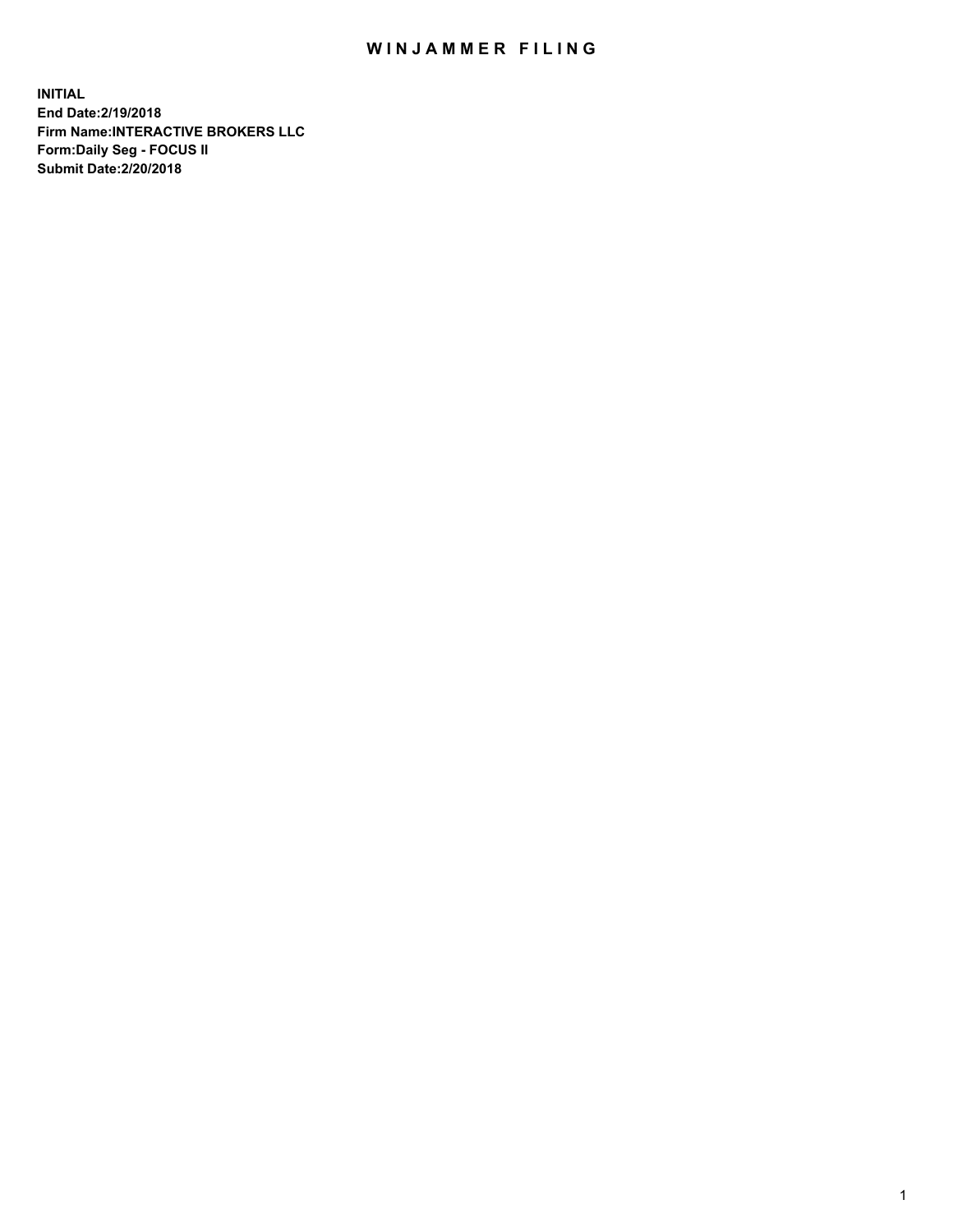# WINJAMMER FILING

**INITIAL**
**End Date:2/19/2018**
**Firm Name:INTERACTIVE BROKERS LLC**
**Form:Daily Seg - FOCUS II**
**Submit Date:2/20/2018**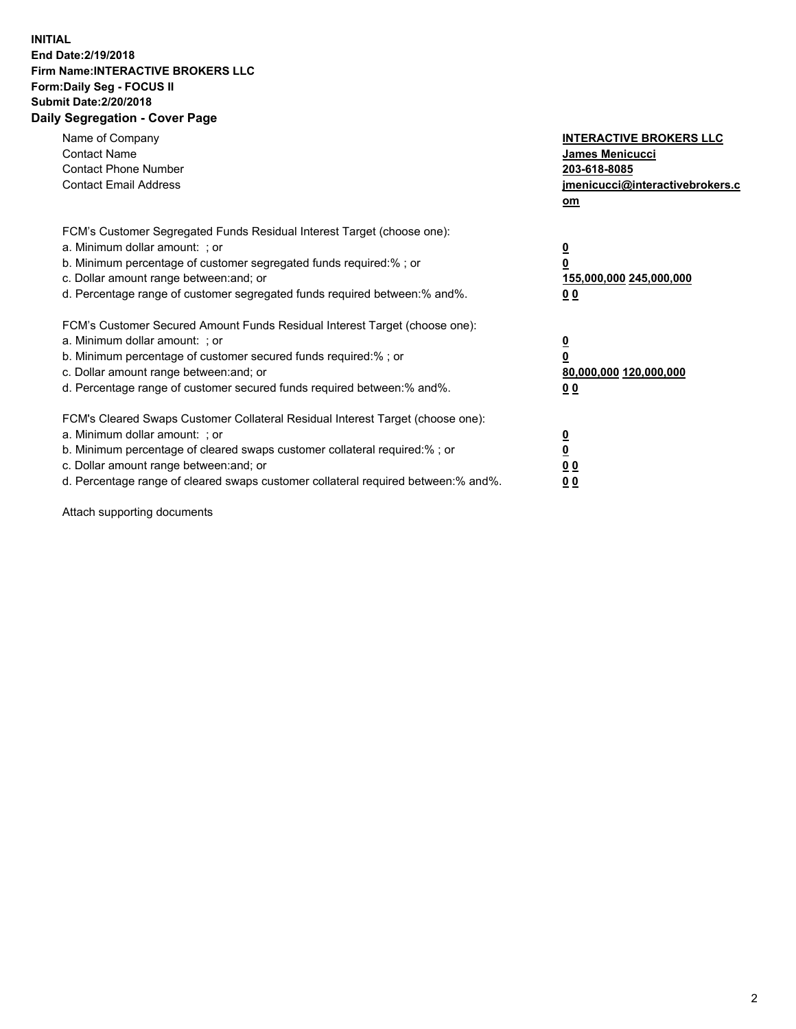**INITIAL**
**End Date:2/19/2018**
**Firm Name:INTERACTIVE BROKERS LLC**
**Form:Daily Seg - FOCUS II**
**Submit Date:2/20/2018**

## Daily Segregation - Cover Page

| | |
|---|---|
| Name of Company | **INTERACTIVE BROKERS LLC** |
| Contact Name | **James Menicucci** |
| Contact Phone Number | **203-618-8085** |
| Contact Email Address | **jmenicucci@interactivebrokers.com** |

| | |
|---|---|
| FCM's Customer Segregated Funds Residual Interest Target (choose one): | |
| a. Minimum dollar amount: ; or | **0** |
| b. Minimum percentage of customer segregated funds required:% ; or | **0** |
| c. Dollar amount range between:and; or | **155,000,000 245,000,000** |
| d. Percentage range of customer segregated funds required between:% and%. | **0 0** |

| | |
|---|---|
| FCM's Customer Secured Amount Funds Residual Interest Target (choose one): | |
| a. Minimum dollar amount: ; or | **0** |
| b. Minimum percentage of customer secured funds required:% ; or | **0** |
| c. Dollar amount range between:and; or | **80,000,000 120,000,000** |
| d. Percentage range of customer secured funds required between:% and%. | **0 0** |

| | |
|---|---|
| FCM's Cleared Swaps Customer Collateral Residual Interest Target (choose one): | |
| a. Minimum dollar amount: ; or | **0** |
| b. Minimum percentage of cleared swaps customer collateral required:% ; or | **0** |
| c. Dollar amount range between:and; or | **0 0** |
| d. Percentage range of cleared swaps customer collateral required between:% and%. | **0 0** |

Attach supporting documents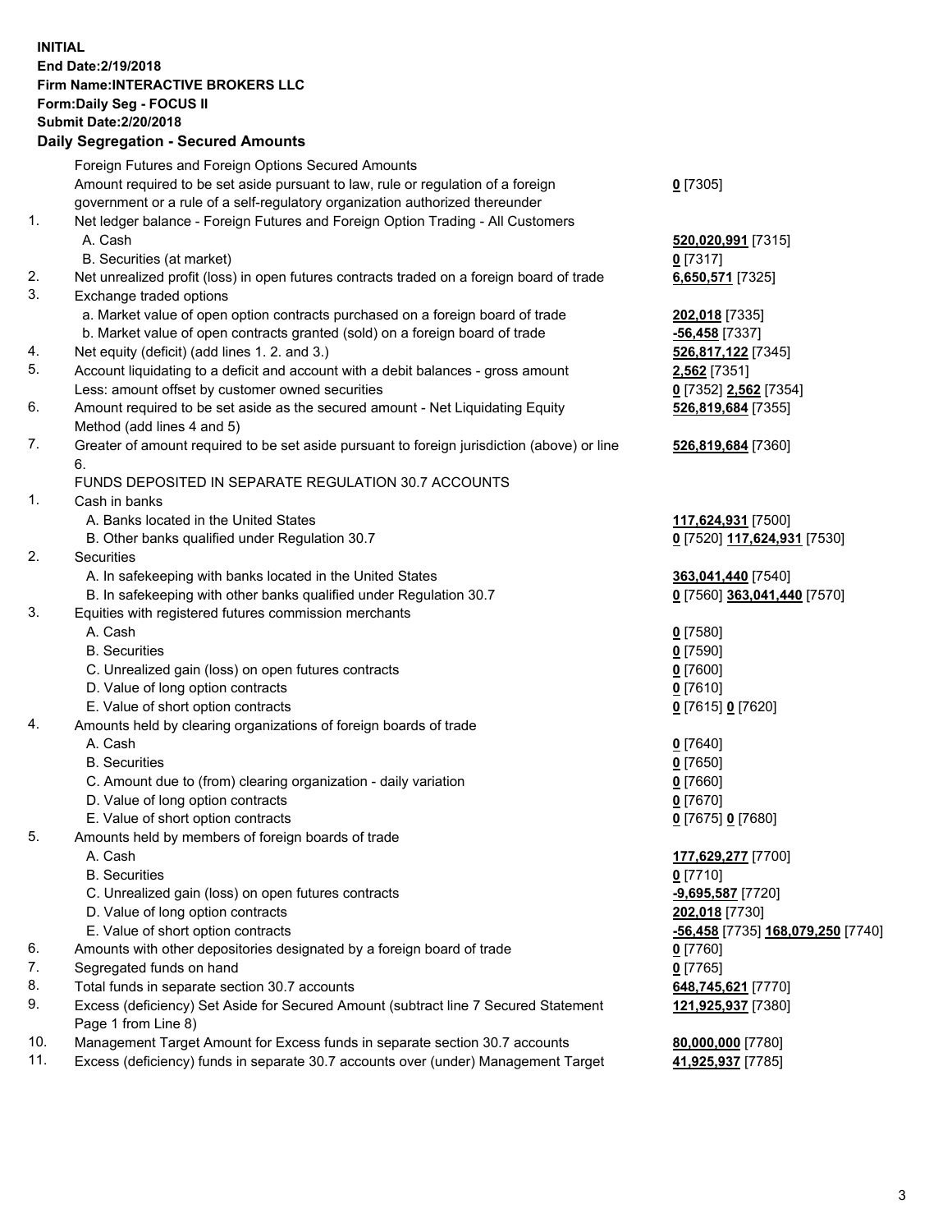**INITIAL**
**End Date:2/19/2018**
**Firm Name:INTERACTIVE BROKERS LLC**
**Form:Daily Seg - FOCUS II**
**Submit Date:2/20/2018**
**Daily Segregation - Secured Amounts**

| | | |
|---|---|---|
| | Foreign Futures and Foreign Options Secured Amounts | |
| | Amount required to be set aside pursuant to law, rule or regulation of a foreign government or a rule of a self-regulatory organization authorized thereunder | **0** [7305] |
| 1. | Net ledger balance - Foreign Futures and Foreign Option Trading - All Customers | |
| | A. Cash | **520,020,991** [7315] |
| | B. Securities (at market) | **0** [7317] |
| 2. | Net unrealized profit (loss) in open futures contracts traded on a foreign board of trade | **6,650,571** [7325] |
| 3. | Exchange traded options | |
| | a. Market value of open option contracts purchased on a foreign board of trade | **202,018** [7335] |
| | b. Market value of open contracts granted (sold) on a foreign board of trade | **-56,458** [7337] |
| 4. | Net equity (deficit) (add lines 1. 2. and 3.) | **526,817,122** [7345] |
| 5. | Account liquidating to a deficit and account with a debit balances - gross amount | **2,562** [7351] |
| | Less: amount offset by customer owned securities | **0** [7352] **2,562** [7354] |
| 6. | Amount required to be set aside as the secured amount - Net Liquidating Equity Method (add lines 4 and 5) | **526,819,684** [7355] |
| 7. | Greater of amount required to be set aside pursuant to foreign jurisdiction (above) or line 6. | **526,819,684** [7360] |
| | FUNDS DEPOSITED IN SEPARATE REGULATION 30.7 ACCOUNTS | |
| 1. | Cash in banks | |
| | A. Banks located in the United States | **117,624,931** [7500] |
| | B. Other banks qualified under Regulation 30.7 | **0** [7520] **117,624,931** [7530] |
| 2. | Securities | |
| | A. In safekeeping with banks located in the United States | **363,041,440** [7540] |
| | B. In safekeeping with other banks qualified under Regulation 30.7 | **0** [7560] **363,041,440** [7570] |
| 3. | Equities with registered futures commission merchants | |
| | A. Cash | **0** [7580] |
| | B. Securities | **0** [7590] |
| | C. Unrealized gain (loss) on open futures contracts | **0** [7600] |
| | D. Value of long option contracts | **0** [7610] |
| | E. Value of short option contracts | **0** [7615] **0** [7620] |
| 4. | Amounts held by clearing organizations of foreign boards of trade | |
| | A. Cash | **0** [7640] |
| | B. Securities | **0** [7650] |
| | C. Amount due to (from) clearing organization - daily variation | **0** [7660] |
| | D. Value of long option contracts | **0** [7670] |
| | E. Value of short option contracts | **0** [7675] **0** [7680] |
| 5. | Amounts held by members of foreign boards of trade | |
| | A. Cash | **177,629,277** [7700] |
| | B. Securities | **0** [7710] |
| | C. Unrealized gain (loss) on open futures contracts | **-9,695,587** [7720] |
| | D. Value of long option contracts | **202,018** [7730] |
| | E. Value of short option contracts | **-56,458** [7735] **168,079,250** [7740] |
| 6. | Amounts with other depositories designated by a foreign board of trade | **0** [7760] |
| 7. | Segregated funds on hand | **0** [7765] |
| 8. | Total funds in separate section 30.7 accounts | **648,745,621** [7770] |
| 9. | Excess (deficiency) Set Aside for Secured Amount (subtract line 7 Secured Statement Page 1 from Line 8) | **121,925,937** [7380] |
| 10. | Management Target Amount for Excess funds in separate section 30.7 accounts | **80,000,000** [7780] |
| 11. | Excess (deficiency) funds in separate 30.7 accounts over (under) Management Target | **41,925,937** [7785] |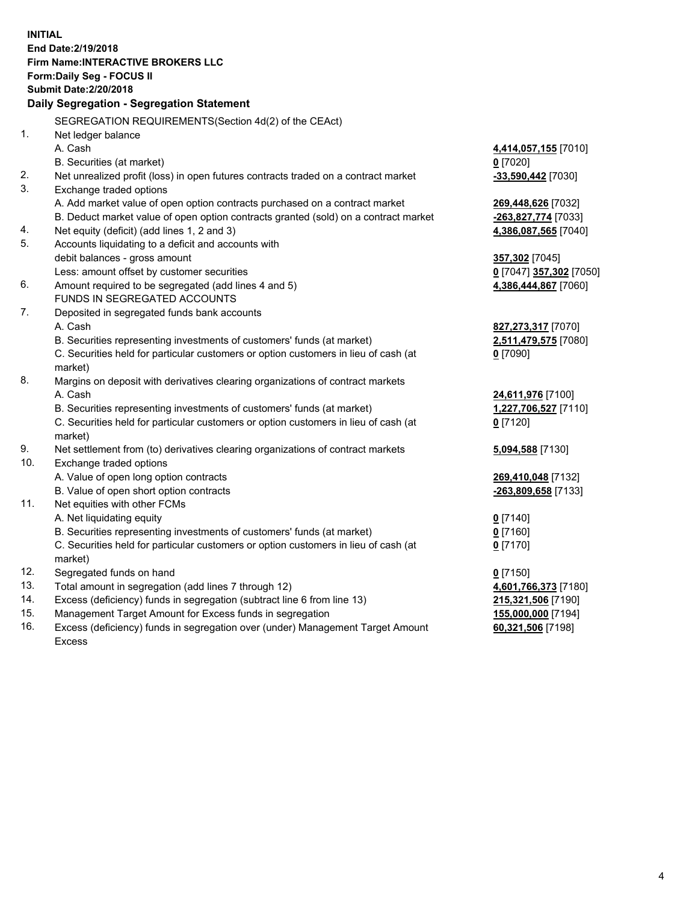**INITIAL**
**End Date:2/19/2018**
**Firm Name:INTERACTIVE BROKERS LLC**
**Form:Daily Seg - FOCUS II**
**Submit Date:2/20/2018**

## Daily Segregation - Segregation Statement

SEGREGATION REQUIREMENTS(Section 4d(2) of the CEAct)

| | | |
|---|---|---|
| 1. | Net ledger balance | |
| | A. Cash | **4,414,057,155** [7010] |
| | B. Securities (at market) | **0** [7020] |
| 2. | Net unrealized profit (loss) in open futures contracts traded on a contract market | **-33,590,442** [7030] |
| 3. | Exchange traded options | |
| | A. Add market value of open option contracts purchased on a contract market | **269,448,626** [7032] |
| | B. Deduct market value of open option contracts granted (sold) on a contract market | **-263,827,774** [7033] |
| 4. | Net equity (deficit) (add lines 1, 2 and 3) | **4,386,087,565** [7040] |
| 5. | Accounts liquidating to a deficit and accounts with debit balances - gross amount | **357,302** [7045] |
| | Less: amount offset by customer securities | **0** [7047] **357,302** [7050] |
| 6. | Amount required to be segregated (add lines 4 and 5) | **4,386,444,867** [7060] |
| | FUNDS IN SEGREGATED ACCOUNTS | |
| 7. | Deposited in segregated funds bank accounts | |
| | A. Cash | **827,273,317** [7070] |
| | B. Securities representing investments of customers' funds (at market) | **2,511,479,575** [7080] |
| | C. Securities held for particular customers or option customers in lieu of cash (at market) | **0** [7090] |
| 8. | Margins on deposit with derivatives clearing organizations of contract markets | |
| | A. Cash | **24,611,976** [7100] |
| | B. Securities representing investments of customers' funds (at market) | **1,227,706,527** [7110] |
| | C. Securities held for particular customers or option customers in lieu of cash (at market) | **0** [7120] |
| 9. | Net settlement from (to) derivatives clearing organizations of contract markets | **5,094,588** [7130] |
| 10. | Exchange traded options | |
| | A. Value of open long option contracts | **269,410,048** [7132] |
| | B. Value of open short option contracts | **-263,809,658** [7133] |
| 11. | Net equities with other FCMs | |
| | A. Net liquidating equity | **0** [7140] |
| | B. Securities representing investments of customers' funds (at market) | **0** [7160] |
| | C. Securities held for particular customers or option customers in lieu of cash (at market) | **0** [7170] |
| 12. | Segregated funds on hand | **0** [7150] |
| 13. | Total amount in segregation (add lines 7 through 12) | **4,601,766,373** [7180] |
| 14. | Excess (deficiency) funds in segregation (subtract line 6 from line 13) | **215,321,506** [7190] |
| 15. | Management Target Amount for Excess funds in segregation | **155,000,000** [7194] |
| 16. | Excess (deficiency) funds in segregation over (under) Management Target Amount Excess | **60,321,506** [7198] |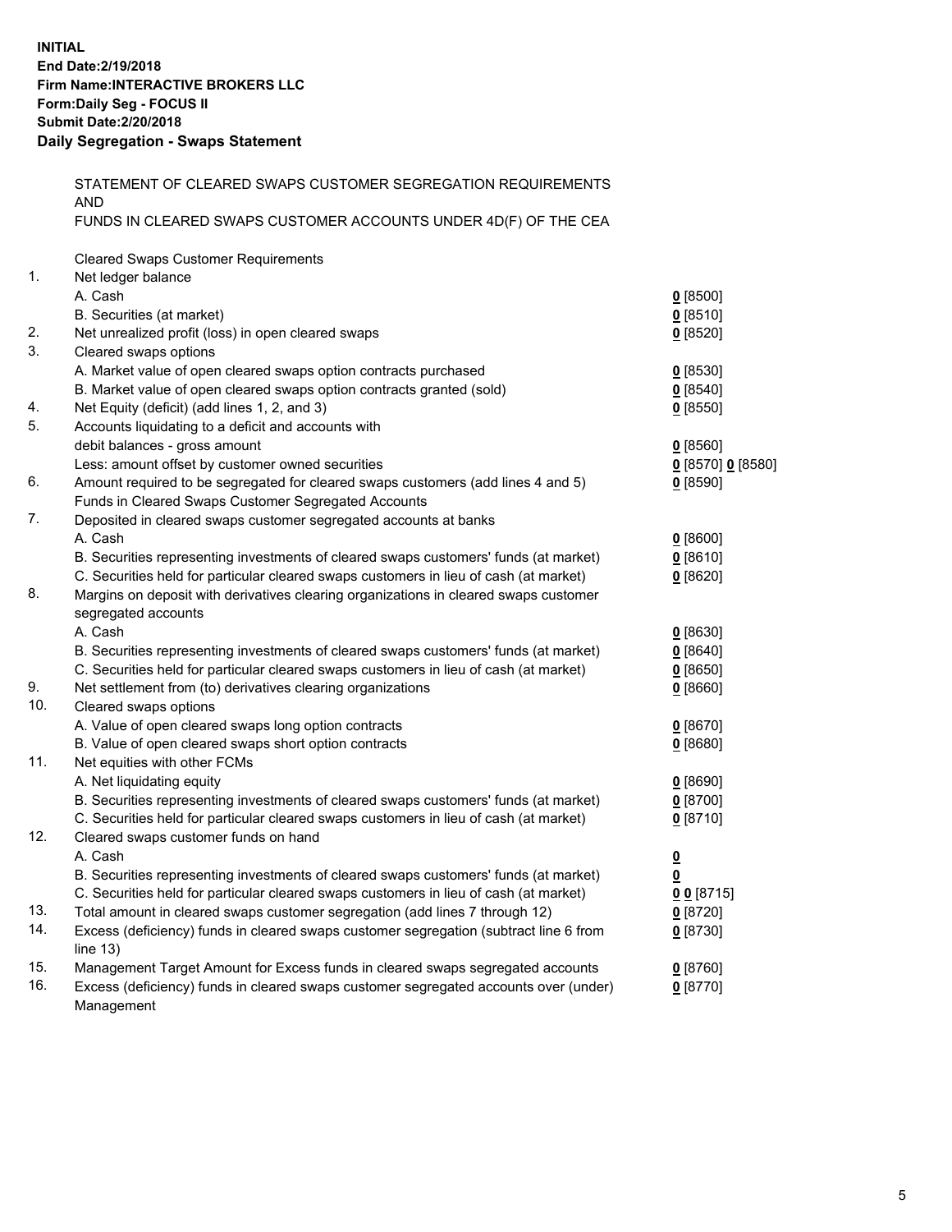**INITIAL**
**End Date:2/19/2018**
**Firm Name:INTERACTIVE BROKERS LLC**
**Form:Daily Seg - FOCUS II**
**Submit Date:2/20/2018**
**Daily Segregation - Swaps Statement**

STATEMENT OF CLEARED SWAPS CUSTOMER SEGREGATION REQUIREMENTS AND FUNDS IN CLEARED SWAPS CUSTOMER ACCOUNTS UNDER 4D(F) OF THE CEA

| | | |
|---|---|---|
| | Cleared Swaps Customer Requirements | |
| 1. | Net ledger balance | |
| | A. Cash | 0 [8500] |
| | B. Securities (at market) | 0 [8510] |
| 2. | Net unrealized profit (loss) in open cleared swaps | 0 [8520] |
| 3. | Cleared swaps options | |
| | A. Market value of open cleared swaps option contracts purchased | 0 [8530] |
| | B. Market value of open cleared swaps option contracts granted (sold) | 0 [8540] |
| 4. | Net Equity (deficit) (add lines 1, 2, and 3) | 0 [8550] |
| 5. | Accounts liquidating to a deficit and accounts with debit balances - gross amount | 0 [8560] |
| | Less: amount offset by customer owned securities | 0 [8570] 0 [8580] |
| 6. | Amount required to be segregated for cleared swaps customers (add lines 4 and 5) | 0 [8590] |
| | Funds in Cleared Swaps Customer Segregated Accounts | |
| 7. | Deposited in cleared swaps customer segregated accounts at banks | |
| | A. Cash | 0 [8600] |
| | B. Securities representing investments of cleared swaps customers' funds (at market) | 0 [8610] |
| | C. Securities held for particular cleared swaps customers in lieu of cash (at market) | 0 [8620] |
| 8. | Margins on deposit with derivatives clearing organizations in cleared swaps customer segregated accounts | |
| | A. Cash | 0 [8630] |
| | B. Securities representing investments of cleared swaps customers' funds (at market) | 0 [8640] |
| | C. Securities held for particular cleared swaps customers in lieu of cash (at market) | 0 [8650] |
| 9. | Net settlement from (to) derivatives clearing organizations | 0 [8660] |
| 10. | Cleared swaps options | |
| | A. Value of open cleared swaps long option contracts | 0 [8670] |
| | B. Value of open cleared swaps short option contracts | 0 [8680] |
| 11. | Net equities with other FCMs | |
| | A. Net liquidating equity | 0 [8690] |
| | B. Securities representing investments of cleared swaps customers' funds (at market) | 0 [8700] |
| | C. Securities held for particular cleared swaps customers in lieu of cash (at market) | 0 [8710] |
| 12. | Cleared swaps customer funds on hand | |
| | A. Cash | 0 |
| | B. Securities representing investments of cleared swaps customers' funds (at market) | 0 |
| | C. Securities held for particular cleared swaps customers in lieu of cash (at market) | 0 0 [8715] |
| 13. | Total amount in cleared swaps customer segregation (add lines 7 through 12) | 0 [8720] |
| 14. | Excess (deficiency) funds in cleared swaps customer segregation (subtract line 6 from line 13) | 0 [8730] |
| 15. | Management Target Amount for Excess funds in cleared swaps segregated accounts | 0 [8760] |
| 16. | Excess (deficiency) funds in cleared swaps customer segregated accounts over (under) Management | 0 [8770] |